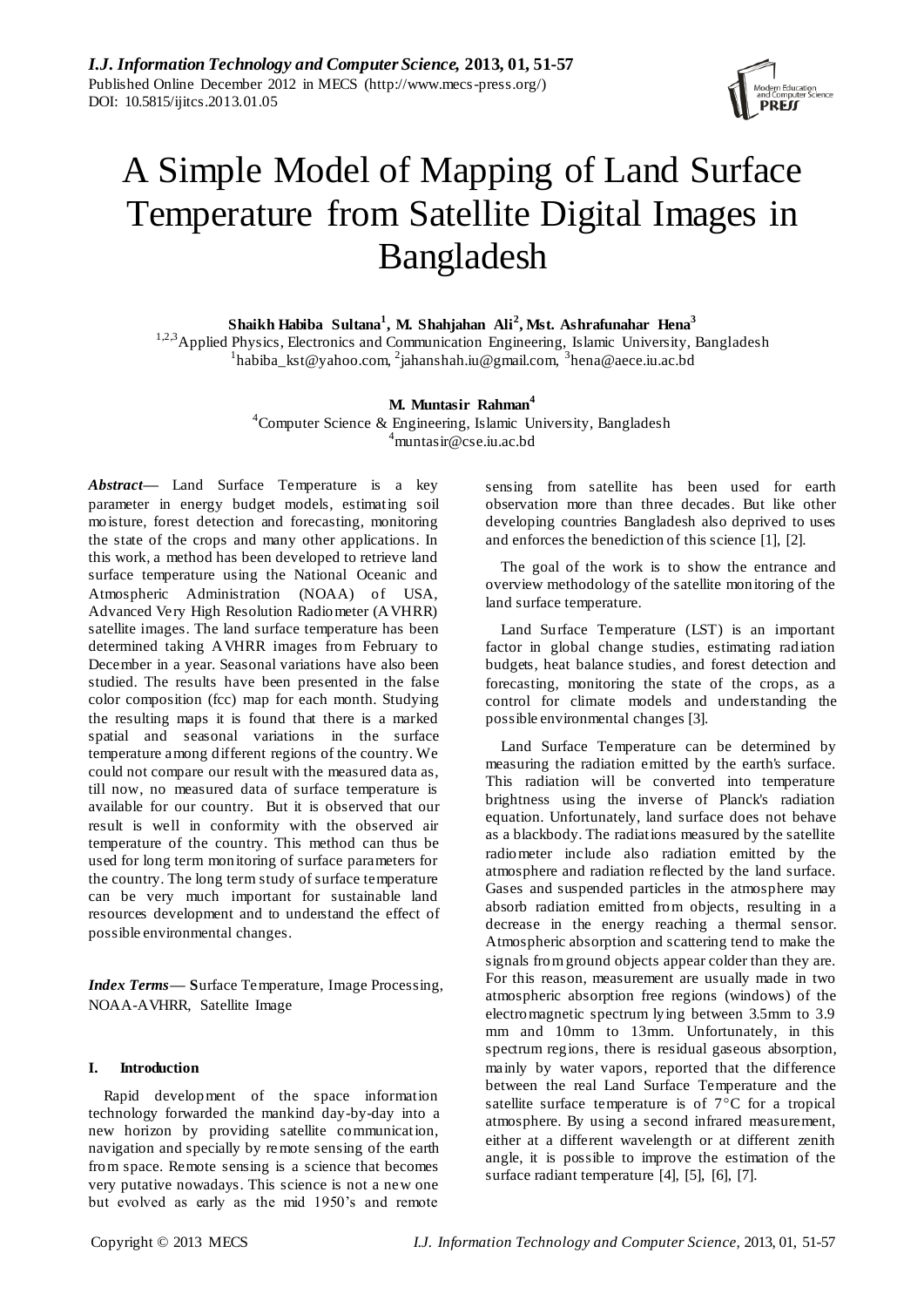# A Simple Model of Mapping of Land Surface Temperature from Satellite Digital Images in Bangladesh

**Shaikh Habiba Sultana[1], M. Shahjahan Ali[2], Mst. Ashrafunahar Hena[3]**

[1,2,3]Applied Physics, Electronics and Communication Engineering, Islamic University, Bangladesh
[1]habiba_kst@yahoo.com, [2]jahanshah.iu@gmail.com, [3]hena@aece.iu.ac.bd

**M. Muntasir Rahman[4]**

[4]Computer Science & Engineering, Islamic University, Bangladesh
[4]muntasir@cse.iu.ac.bd

***Abstract*****—** Land Surface Temperature is a key parameter in energy budget models, estimating soil moisture, forest detection and forecasting, monitoring the state of the crops and many other applications. In this work, a method has been developed to retrieve land surface temperature using the National Oceanic and Atmospheric Administration (NOAA) of USA, Advanced Very High Resolution Radiometer (AVHRR) satellite images. The land surface temperature has been determined taking AVHRR images from February to December in a year. Seasonal variations have also been studied. The results have been presented in the false color composition (fcc) map for each month. Studying the resulting maps it is found that there is a marked spatial and seasonal variations in the surface temperature among different regions of the country. We could not compare our result with the measured data as, till now, no measured data of surface temperature is available for our country. But it is observed that our result is well in conformity with the observed air temperature of the country. This method can thus be used for long term monitoring of surface parameters for the country. The long term study of surface temperature can be very much important for sustainable land resources development and to understand the effect of possible environmental changes.

***Index Terms*****—** Surface Temperature, Image Processing, NOAA-AVHRR, Satellite Image

## I. Introduction

Rapid development of the space information technology forwarded the mankind day-by-day into a new horizon by providing satellite communication, navigation and specially by remote sensing of the earth from space. Remote sensing is a science that becomes very putative nowadays. This science is not a new one but evolved as early as the mid 1950's and remote sensing from satellite has been used for earth observation more than three decades. But like other developing countries Bangladesh also deprived to uses and enforces the benediction of this science [1], [2].

The goal of the work is to show the entrance and overview methodology of the satellite monitoring of the land surface temperature.

Land Surface Temperature (LST) is an important factor in global change studies, estimating radiation budgets, heat balance studies, and forest detection and forecasting, monitoring the state of the crops, as a control for climate models and understanding the possible environmental changes [3].

Land Surface Temperature can be determined by measuring the radiation emitted by the earth's surface. This radiation will be converted into temperature brightness using the inverse of Planck's radiation equation. Unfortunately, land surface does not behave as a blackbody. The radiations measured by the satellite radiometer include also radiation emitted by the atmosphere and radiation reflected by the land surface. Gases and suspended particles in the atmosphere may absorb radiation emitted from objects, resulting in a decrease in the energy reaching a thermal sensor. Atmospheric absorption and scattering tend to make the signals from ground objects appear colder than they are. For this reason, measurement are usually made in two atmospheric absorption free regions (windows) of the electromagnetic spectrum lying between 3.5mm to 3.9 mm and 10mm to 13mm. Unfortunately, in this spectrum regions, there is residual gaseous absorption, mainly by water vapors, reported that the difference between the real Land Surface Temperature and the satellite surface temperature is of 7°C for a tropical atmosphere. By using a second infrared measurement, either at a different wavelength or at different zenith angle, it is possible to improve the estimation of the surface radiant temperature [4], [5], [6], [7].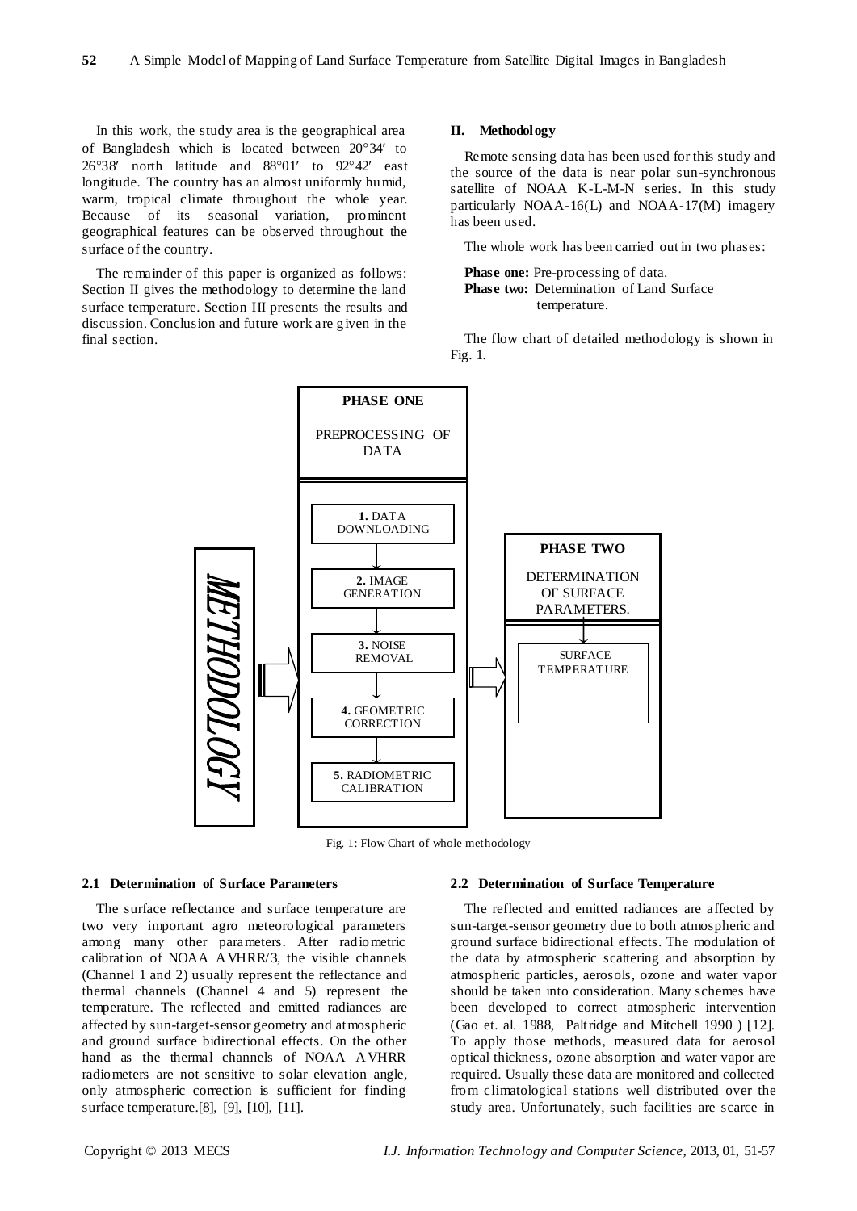In this work, the study area is the geographical area of Bangladesh which is located between 20°34′ to 26°38′ north latitude and 88°01′ to 92°42′ east longitude. The country has an almost uniformly humid, warm, tropical climate throughout the whole year. Because of its seasonal variation, prominent geographical features can be observed throughout the surface of the country.

The remainder of this paper is organized as follows: Section II gives the methodology to determine the land surface temperature. Section III presents the results and discussion. Conclusion and future work are given in the final section.

## II. Methodology

Remote sensing data has been used for this study and the source of the data is near polar sun-synchronous satellite of NOAA K-L-M-N series. In this study particularly NOAA-16(L) and NOAA-17(M) imagery has been used.

The whole work has been carried out in two phases:

**Phase one:** Pre-processing of data.
**Phase two:** Determination of Land Surface temperature.

The flow chart of detailed methodology is shown in Fig. 1.

METHODOLOGY

PHASE ONE — PREPROCESSING OF DATA

1. DATA DOWNLOADING
2. IMAGE GENERATION
3. NOISE REMOVAL
4. GEOMETRIC CORRECTION
5. RADIOMETRIC CALIBRATION

PHASE TWO — DETERMINATION OF SURFACE PARAMETERS.

SURFACE TEMPERATURE

Fig. 1: Flow Chart of whole methodology

### 2.1 Determination of Surface Parameters

The surface reflectance and surface temperature are two very important agro meteorological parameters among many other parameters. After radiometric calibration of NOAA AVHRR/3, the visible channels (Channel 1 and 2) usually represent the reflectance and thermal channels (Channel 4 and 5) represent the temperature. The reflected and emitted radiances are affected by sun-target-sensor geometry and atmospheric and ground surface bidirectional effects. On the other hand as the thermal channels of NOAA AVHRR radiometers are not sensitive to solar elevation angle, only atmospheric correction is sufficient for finding surface temperature.[8], [9], [10], [11].

### 2.2 Determination of Surface Temperature

The reflected and emitted radiances are affected by sun-target-sensor geometry due to both atmospheric and ground surface bidirectional effects. The modulation of the data by atmospheric scattering and absorption by atmospheric particles, aerosols, ozone and water vapor should be taken into consideration. Many schemes have been developed to correct atmospheric intervention (Gao et. al. 1988, Paltridge and Mitchell 1990 ) [12]. To apply those methods, measured data for aerosol optical thickness, ozone absorption and water vapor are required. Usually these data are monitored and collected from climatological stations well distributed over the study area. Unfortunately, such facilities are scarce in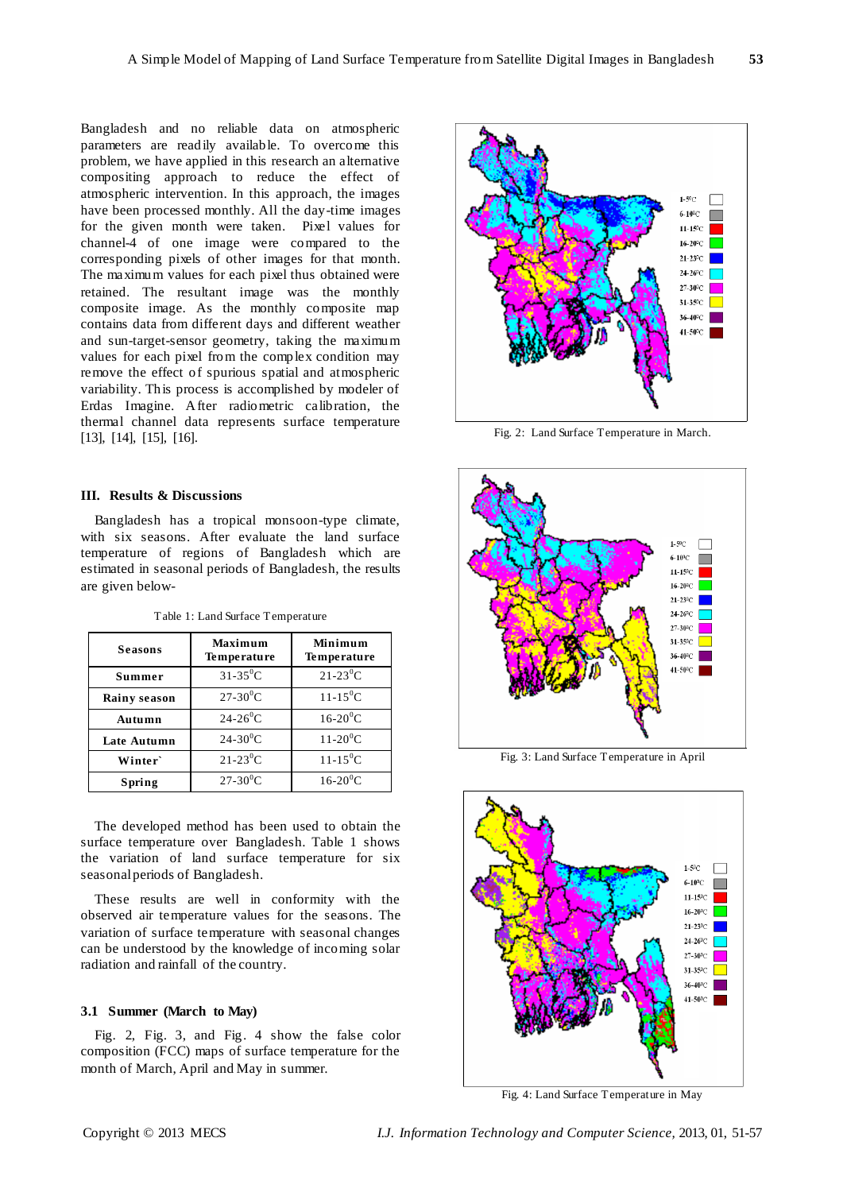Bangladesh and no reliable data on atmospheric parameters are readily available. To overcome this problem, we have applied in this research an alternative compositing approach to reduce the effect of atmospheric intervention. In this approach, the images have been processed monthly. All the day-time images for the given month were taken. Pixel values for channel-4 of one image were compared to the corresponding pixels of other images for that month. The maximum values for each pixel thus obtained were retained. The resultant image was the monthly composite image. As the monthly composite map contains data from different days and different weather and sun-target-sensor geometry, taking the maximum values for each pixel from the complex condition may remove the effect of spurious spatial and atmospheric variability. This process is accomplished by modeler of Erdas Imagine. After radiometric calibration, the thermal channel data represents surface temperature [13], [14], [15], [16].

## III. Results & Discussions

Bangladesh has a tropical monsoon-type climate, with six seasons. After evaluate the land surface temperature of regions of Bangladesh which are estimated in seasonal periods of Bangladesh, the results are given below-

Table 1: Land Surface Temperature

| Seasons | Maximum Temperature | Minimum Temperature |
|---|---|---|
| Summer | 31-35$^0$C | 21-23$^0$C |
| Rainy season | 27-30$^0$C | 11-15$^0$C |
| Autumn | 24-26$^0$C | 16-20$^0$C |
| Late Autumn | 24-30$^0$C | 11-20$^0$C |
| Winter` | 21-23$^0$C | 11-15$^0$C |
| Spring | 27-30$^0$C | 16-20$^0$C |

The developed method has been used to obtain the surface temperature over Bangladesh. Table 1 shows the variation of land surface temperature for six seasonal periods of Bangladesh.

These results are well in conformity with the observed air temperature values for the seasons. The variation of surface temperature with seasonal changes can be understood by the knowledge of incoming solar radiation and rainfall of the country.

### 3.1 Summer (March to May)

Fig. 2, Fig. 3, and Fig. 4 show the false color composition (FCC) maps of surface temperature for the month of March, April and May in summer.

Fig. 2: Land Surface Temperature in March.

Fig. 3: Land Surface Temperature in April

Fig. 4: Land Surface Temperature in May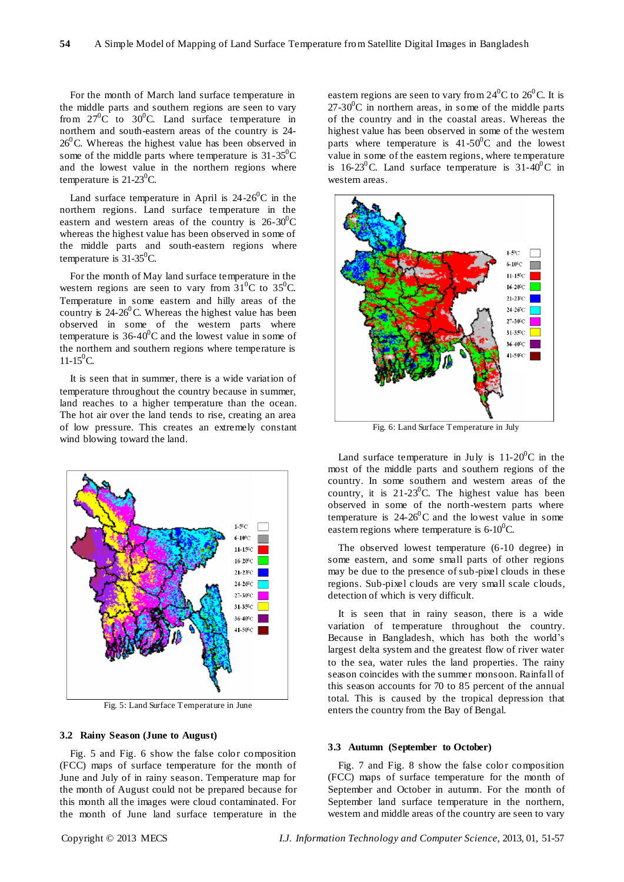For the month of March land surface temperature in the middle parts and southern regions are seen to vary from $27^0$C to $30^0$C. Land surface temperature in northern and south-eastern areas of the country is 24-$26^0$C. Whereas the highest value has been observed in some of the middle parts where temperature is 31-$35^0$C and the lowest value in the northern regions where temperature is 21-$23^0$C.

Land surface temperature in April is 24-$26^0$C in the northern regions. Land surface temperature in the eastern and western areas of the country is 26-$30^0$C whereas the highest value has been observed in some of the middle parts and south-eastern regions where temperature is 31-$35^0$C.

For the month of May land surface temperature in the western regions are seen to vary from $31^0$C to $35^0$C. Temperature in some eastern and hilly areas of the country is 24-$26^0$C. Whereas the highest value has been observed in some of the western parts where temperature is 36-$40^0$C and the lowest value in some of the northern and southern regions where temperature is 11-$15^0$C.

It is seen that in summer, there is a wide variation of temperature throughout the country because in summer, land reaches to a higher temperature than the ocean. The hot air over the land tends to rise, creating an area of low pressure. This creates an extremely constant wind blowing toward the land.

Fig. 5: Land Surface Temperature in June

### 3.2 Rainy Season (June to August)

Fig. 5 and Fig. 6 show the false color composition (FCC) maps of surface temperature for the month of June and July of in rainy season. Temperature map for the month of August could not be prepared because for this month all the images were cloud contaminated. For the month of June land surface temperature in the eastern regions are seen to vary from $24^0$C to $26^0$C. It is 27-$30^0$C in northern areas, in some of the middle parts of the country and in the coastal areas. Whereas the highest value has been observed in some of the western parts where temperature is 41-$50^0$C and the lowest value in some of the eastern regions, where temperature is 16-$23^0$C. Land surface temperature is 31-$40^0$C in western areas.

Fig. 6: Land Surface Temperature in July

Land surface temperature in July is 11-$20^0$C in the most of the middle parts and southern regions of the country. In some southern and western areas of the country, it is 21-$23^0$C. The highest value has been observed in some of the north-western parts where temperature is 24-$26^0$C and the lowest value in some eastern regions where temperature is 6-$10^0$C.

The observed lowest temperature (6-10 degree) in some eastern, and some small parts of other regions may be due to the presence of sub-pixel clouds in these regions. Sub-pixel clouds are very small scale clouds, detection of which is very difficult.

It is seen that in rainy season, there is a wide variation of temperature throughout the country. Because in Bangladesh, which has both the world's largest delta system and the greatest flow of river water to the sea, water rules the land properties. The rainy season coincides with the summer monsoon. Rainfall of this season accounts for 70 to 85 percent of the annual total. This is caused by the tropical depression that enters the country from the Bay of Bengal.

### 3.3 Autumn (September to October)

Fig. 7 and Fig. 8 show the false color composition (FCC) maps of surface temperature for the month of September and October in autumn. For the month of September land surface temperature in the northern, western and middle areas of the country are seen to vary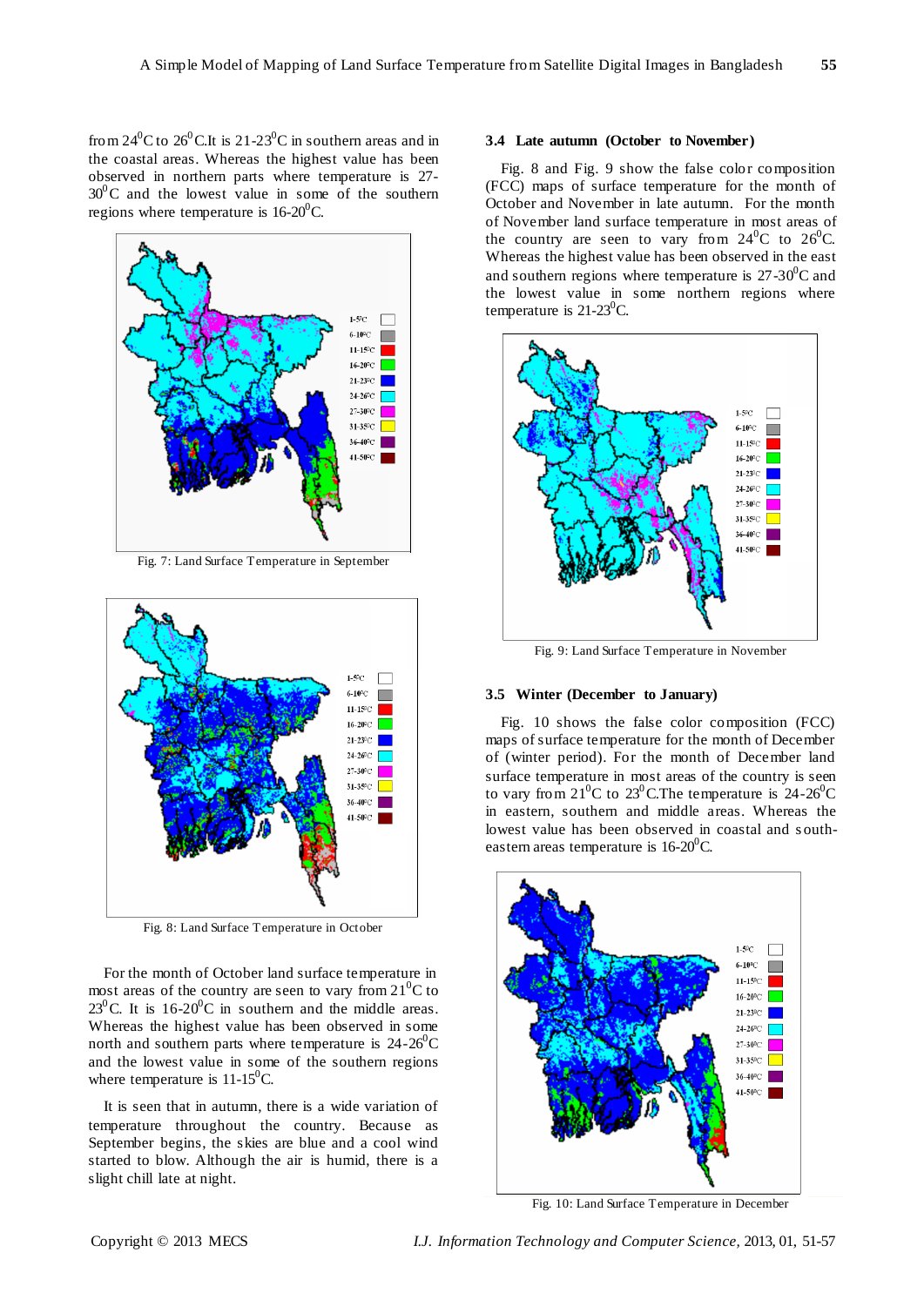from $24^0$C to $26^0$C.It is 21-$23^0$C in southern areas and in the coastal areas. Whereas the highest value has been observed in northern parts where temperature is 27-$30^0$C and the lowest value in some of the southern regions where temperature is 16-$20^0$C.

Fig. 7: Land Surface Temperature in September

Fig. 8: Land Surface Temperature in October

For the month of October land surface temperature in most areas of the country are seen to vary from $21^0$C to $23^0$C. It is 16-$20^0$C in southern and the middle areas. Whereas the highest value has been observed in some north and southern parts where temperature is 24-$26^0$C and the lowest value in some of the southern regions where temperature is 11-$15^0$C.

It is seen that in autumn, there is a wide variation of temperature throughout the country. Because as September begins, the skies are blue and a cool wind started to blow. Although the air is humid, there is a slight chill late at night.

### 3.4 Late autumn (October to November)

Fig. 8 and Fig. 9 show the false color composition (FCC) maps of surface temperature for the month of October and November in late autumn. For the month of November land surface temperature in most areas of the country are seen to vary from $24^0$C to $26^0$C. Whereas the highest value has been observed in the east and southern regions where temperature is 27-$30^0$C and the lowest value in some northern regions where temperature is 21-$23^0$C.

Fig. 9: Land Surface Temperature in November

### 3.5 Winter (December to January)

Fig. 10 shows the false color composition (FCC) maps of surface temperature for the month of December of (winter period). For the month of December land surface temperature in most areas of the country is seen to vary from $21^0$C to $23^0$C.The temperature is 24-$26^0$C in eastern, southern and middle areas. Whereas the lowest value has been observed in coastal and south-eastern areas temperature is 16-$20^0$C.

Fig. 10: Land Surface Temperature in December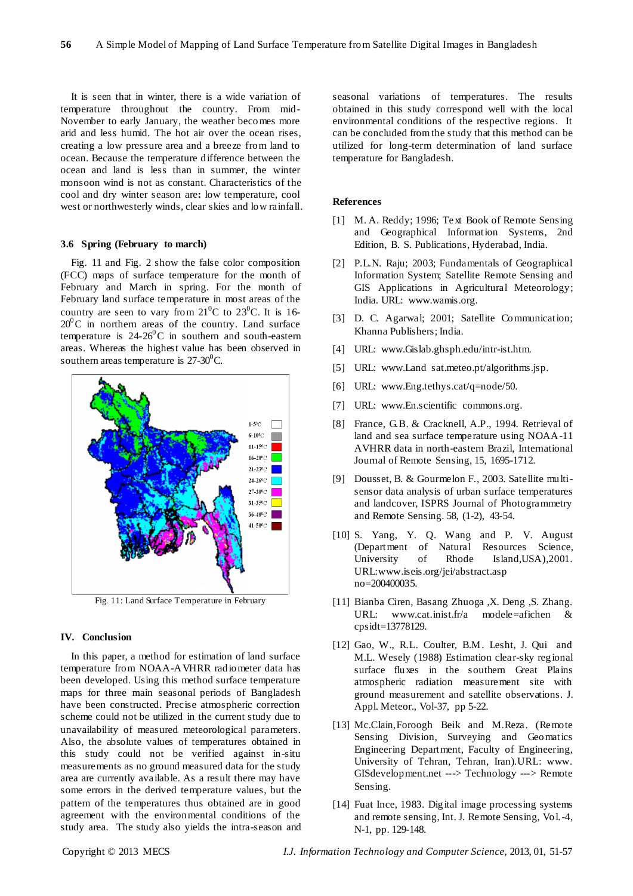It is seen that in winter, there is a wide variation of temperature throughout the country. From mid-November to early January, the weather becomes more arid and less humid. The hot air over the ocean rises, creating a low pressure area and a breeze from land to ocean. Because the temperature difference between the ocean and land is less than in summer, the winter monsoon wind is not as constant. Characteristics of the cool and dry winter season are**:** low temperature, cool west or northwesterly winds, clear skies and low rainfall.

### 3.6 Spring (February to march)

Fig. 11 and Fig. 2 show the false color composition (FCC) maps of surface temperature for the month of February and March in spring. For the month of February land surface temperature in most areas of the country are seen to vary from $21^0$C to $23^0$C. It is 16-$20^0$C in northern areas of the country. Land surface temperature is 24-$26^0$C in southern and south-eastern areas. Whereas the highest value has been observed in southern areas temperature is 27-$30^0$C.

Fig. 11: Land Surface Temperature in February

## IV. Conclusion

In this paper, a method for estimation of land surface temperature from NOAA-AVHRR radiometer data has been developed. Using this method surface temperature maps for three main seasonal periods of Bangladesh have been constructed. Precise atmospheric correction scheme could not be utilized in the current study due to unavailability of measured meteorological parameters. Also, the absolute values of temperatures obtained in this study could not be verified against in-situ measurements as no ground measured data for the study area are currently available. As a result there may have some errors in the derived temperature values, but the pattern of the temperatures thus obtained are in good agreement with the environmental conditions of the study area. The study also yields the intra-season and seasonal variations of temperatures. The results obtained in this study correspond well with the local environmental conditions of the respective regions. It can be concluded from the study that this method can be utilized for long-term determination of land surface temperature for Bangladesh.

## References

[1] M. A. Reddy; 1996; Text Book of Remote Sensing and Geographical Information Systems, 2nd Edition, B. S. Publications, Hyderabad, India.

[2] P.L.N. Raju; 2003; Fundamentals of Geographical Information System; Satellite Remote Sensing and GIS Applications in Agricultural Meteorology; India. URL: www.wamis.org.

[3] D. C. Agarwal; 2001; Satellite Communication; Khanna Publishers; India.

[4] URL: www.Gislab.ghsph.edu/intr-ist.htm.

[5] URL: www.Land sat.meteo.pt/algorithms.jsp.

[6] URL: www.Eng.tethys.cat/q=node/50.

[7] URL: www.En.scientific commons.org.

[8] France, G.B. & Cracknell, A.P., 1994. Retrieval of land and sea surface temperature using NOAA-11 AVHRR data in north-eastern Brazil, International Journal of Remote Sensing, 15, 1695-1712.

[9] Dousset, B. & Gourmelon F., 2003. Satellite multi-sensor data analysis of urban surface temperatures and landcover, ISPRS Journal of Photogrammetry and Remote Sensing. 58, (1-2), 43-54.

[10] S. Yang, Y. Q. Wang and P. V. August (Department of Natural Resources Science, University of Rhode Island,USA),2001. URL:www.iseis.org/jei/abstract.asp no=200400035.

[11] Bianba Ciren, Basang Zhuoga ,X. Deng ,S. Zhang. URL: www.cat.inist.fr/a modele=afichen & cpsidt=13778129.

[12] Gao, W., R.L. Coulter, B.M. Lesht, J. Qui and M.L. Wesely (1988) Estimation clear-sky regional surface fluxes in the southern Great Plains atmospheric radiation measurement site with ground measurement and satellite observations. J. Appl. Meteor., Vol-37, pp 5-22.

[13] Mc.Clain,Foroogh Beik and M.Reza. (Remote Sensing Division, Surveying and Geomatics Engineering Department, Faculty of Engineering, University of Tehran, Tehran, Iran).URL: www. GISdevelopment.net ---> Technology ---> Remote Sensing.

[14] Fuat Ince, 1983. Digital image processing systems and remote sensing, Int. J. Remote Sensing, Vol.-4, N-1, pp. 129-148.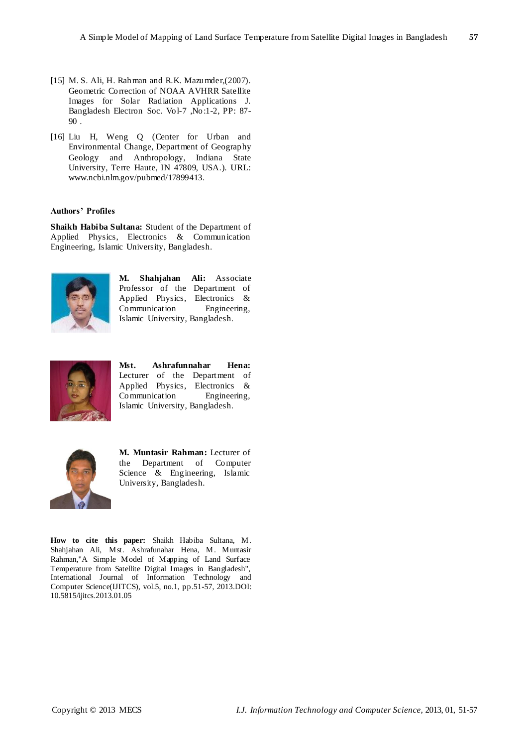[15] M. S. Ali, H. Rahman and R.K. Mazumder,(2007). Geometric Correction of NOAA AVHRR Satellite Images for Solar Radiation Applications J. Bangladesh Electron Soc. Vol-7 ,No:1-2, PP: 87-90 .

[16] Liu H, Weng Q (Center for Urban and Environmental Change, Department of Geography Geology and Anthropology, Indiana State University, Terre Haute, IN 47809, USA.). URL: www.ncbi.nlm.gov/pubmed/17899413.

**Authors' Profiles**

**Shaikh Habiba Sultana:** Student of the Department of Applied Physics, Electronics & Communication Engineering, Islamic University, Bangladesh.

**M. Shahjahan Ali:** Associate Professor of the Department of Applied Physics, Electronics & Communication Engineering, Islamic University, Bangladesh.

**Mst. Ashrafunnahar Hena:** Lecturer of the Department of Applied Physics, Electronics & Communication Engineering, Islamic University, Bangladesh.

**M. Muntasir Rahman:** Lecturer of the Department of Computer Science & Engineering, Islamic University, Bangladesh.

**How to cite this paper:** Shaikh Habiba Sultana, M. Shahjahan Ali, Mst. Ashrafunahar Hena, M. Muntasir Rahman,"A Simple Model of Mapping of Land Surface Temperature from Satellite Digital Images in Bangladesh", International Journal of Information Technology and Computer Science(IJITCS), vol.5, no.1, pp.51-57, 2013.DOI: 10.5815/ijitcs.2013.01.05